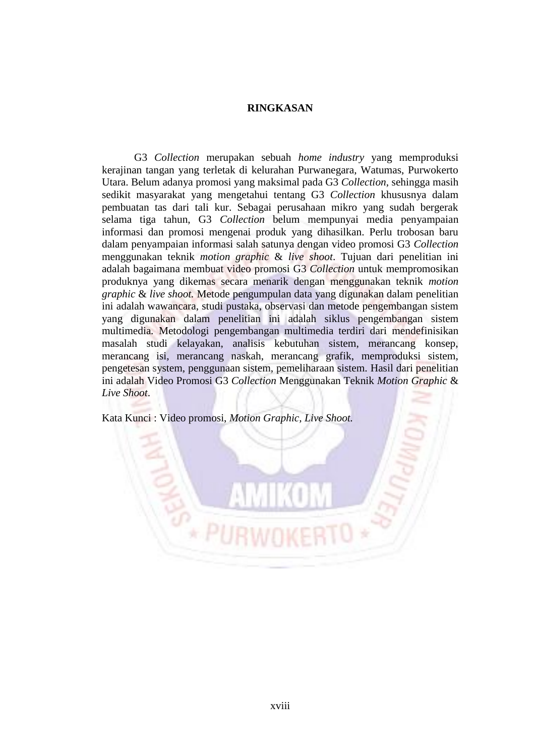# RINGKASAN

G3 *Collection* merupakan sebuah *home industry* yang memproduksi kerajinan tangan yang terletak di kelurahan Purwanegara, Watumas, Purwokerto Utara. Belum adanya promosi yang maksimal pada G3 *Collection*, sehingga masih sedikit masyarakat yang mengetahui tentang G3 *Collection* khususnya dalam pembuatan tas dari tali kur. Sebagai perusahaan mikro yang sudah bergerak selama tiga tahun, G3 *Collection* belum mempunyai media penyampaian informasi dan promosi mengenai produk yang dihasilkan. Perlu trobosan baru dalam penyampaian informasi salah satunya dengan video promosi G3 *Collection* menggunakan teknik *motion graphic* & *live shoot*. Tujuan dari penelitian ini adalah bagaimana membuat video promosi G3 *Collection* untuk mempromosikan produknya yang dikemas secara menarik dengan menggunakan teknik *motion graphic* & *live shoot.* Metode pengumpulan data yang digunakan dalam penelitian ini adalah wawancara, studi pustaka, observasi dan metode pengembangan sistem yang digunakan dalam penelitian ini adalah siklus pengembangan sistem multimedia. Metodologi pengembangan multimedia terdiri dari mendefinisikan masalah studi kelayakan, analisis kebutuhan sistem, merancang konsep, merancang isi, merancang naskah, merancang grafik, memproduksi sistem, pengetesan system, penggunaan sistem, pemeliharaan sistem. Hasil dari penelitian ini adalah Video Promosi G3 *Collection* Menggunakan Teknik *Motion Graphic* & *Live Shoot*.

Kata Kunci : Video promosi, *Motion Graphic, Live Shoot.*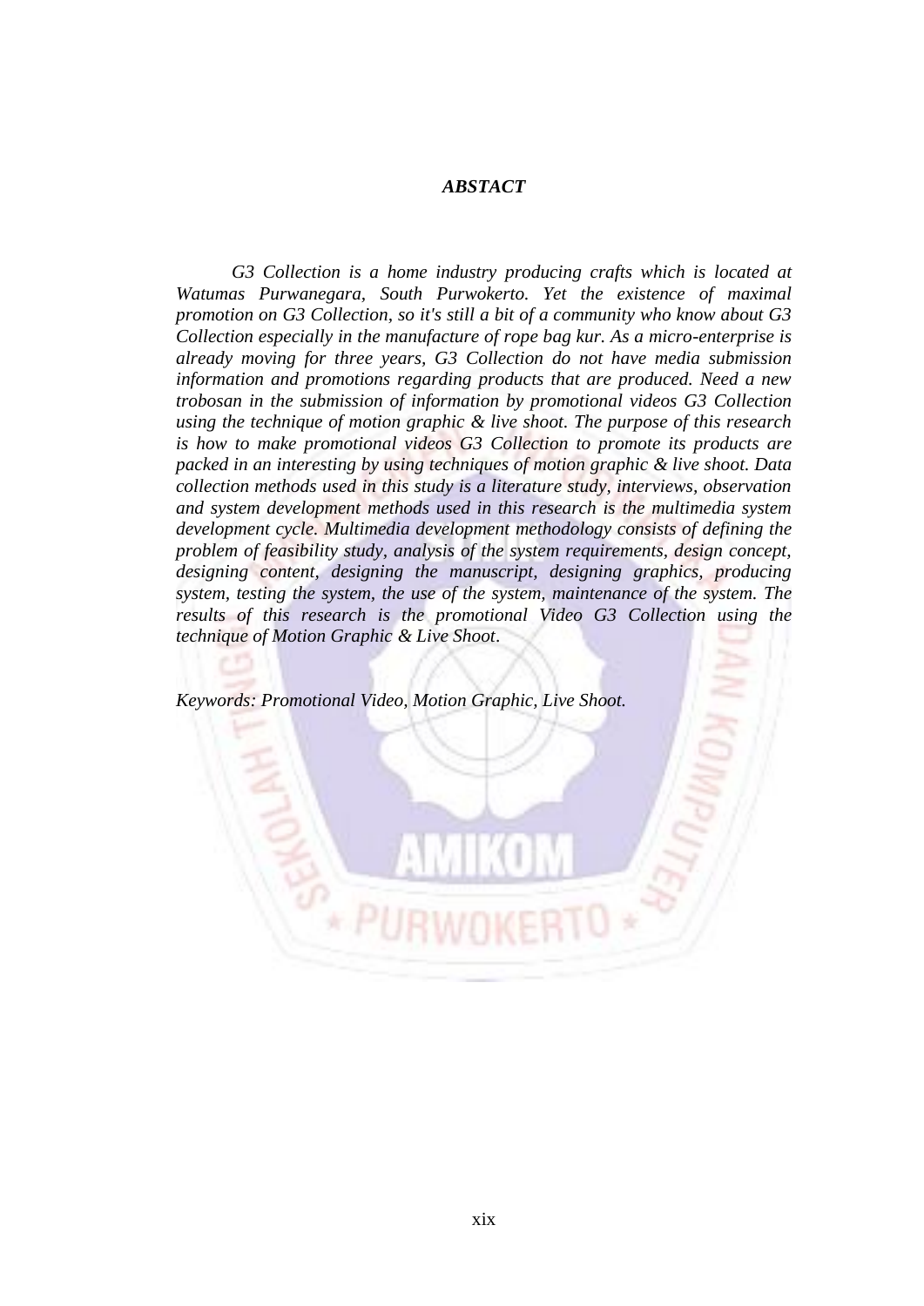# *ABSTACT*

*G3 Collection is a home industry producing crafts which is located at Watumas Purwanegara, South Purwokerto. Yet the existence of maximal promotion on G3 Collection, so it's still a bit of a community who know about G3 Collection especially in the manufacture of rope bag kur. As a micro-enterprise is already moving for three years, G3 Collection do not have media submission information and promotions regarding products that are produced. Need a new trobosan in the submission of information by promotional videos G3 Collection using the technique of motion graphic & live shoot. The purpose of this research is how to make promotional videos G3 Collection to promote its products are packed in an interesting by using techniques of motion graphic & live shoot. Data collection methods used in this study is a literature study, interviews, observation and system development methods used in this research is the multimedia system development cycle. Multimedia development methodology consists of defining the problem of feasibility study, analysis of the system requirements, design concept, designing content, designing the manuscript, designing graphics, producing system, testing the system, the use of the system, maintenance of the system. The results of this research is the promotional Video G3 Collection using the technique of Motion Graphic & Live Shoot*.

*Keywords: Promotional Video, Motion Graphic, Live Shoot.*